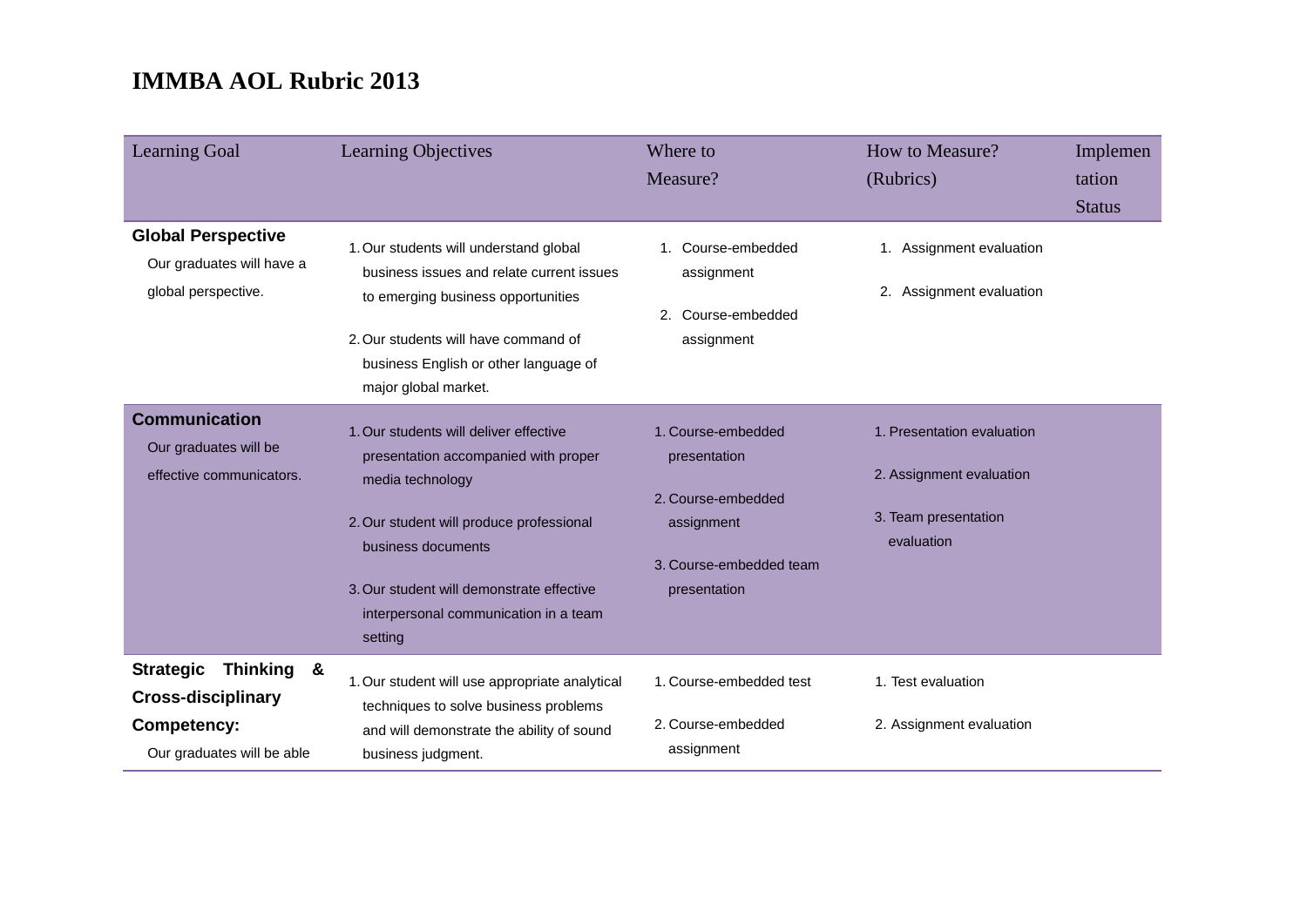# IMMBA AOL Rubric 2013

| Learning Goal | Learning Objectives | Where to Measure? | How to Measure? (Rubrics) | Implementation Status |
|---|---|---|---|---|
| **Global Perspective**<br>Our graduates will have a global perspective. | 1. Our students will understand global business issues and relate current issues to emerging business opportunities<br>2. Our students will have command of business English or other language of major global market. | 1. Course-embedded assignment<br>2. Course-embedded assignment | 1. Assignment evaluation<br>2. Assignment evaluation | |
| **Communication**<br>Our graduates will be effective communicators. | 1. Our students will deliver effective presentation accompanied with proper media technology<br>2. Our student will produce professional business documents<br>3. Our student will demonstrate effective interpersonal communication in a team setting | 1. Course-embedded presentation<br>2. Course-embedded assignment<br>3. Course-embedded team presentation | 1. Presentation evaluation<br>2. Assignment evaluation<br>3. Team presentation evaluation | |
| **Strategic Thinking & Cross-disciplinary Competency:**<br>Our graduates will be able | 1. Our student will use appropriate analytical techniques to solve business problems and will demonstrate the ability of sound business judgment. | 1. Course-embedded test<br>2. Course-embedded assignment | 1. Test evaluation<br>2. Assignment evaluation | |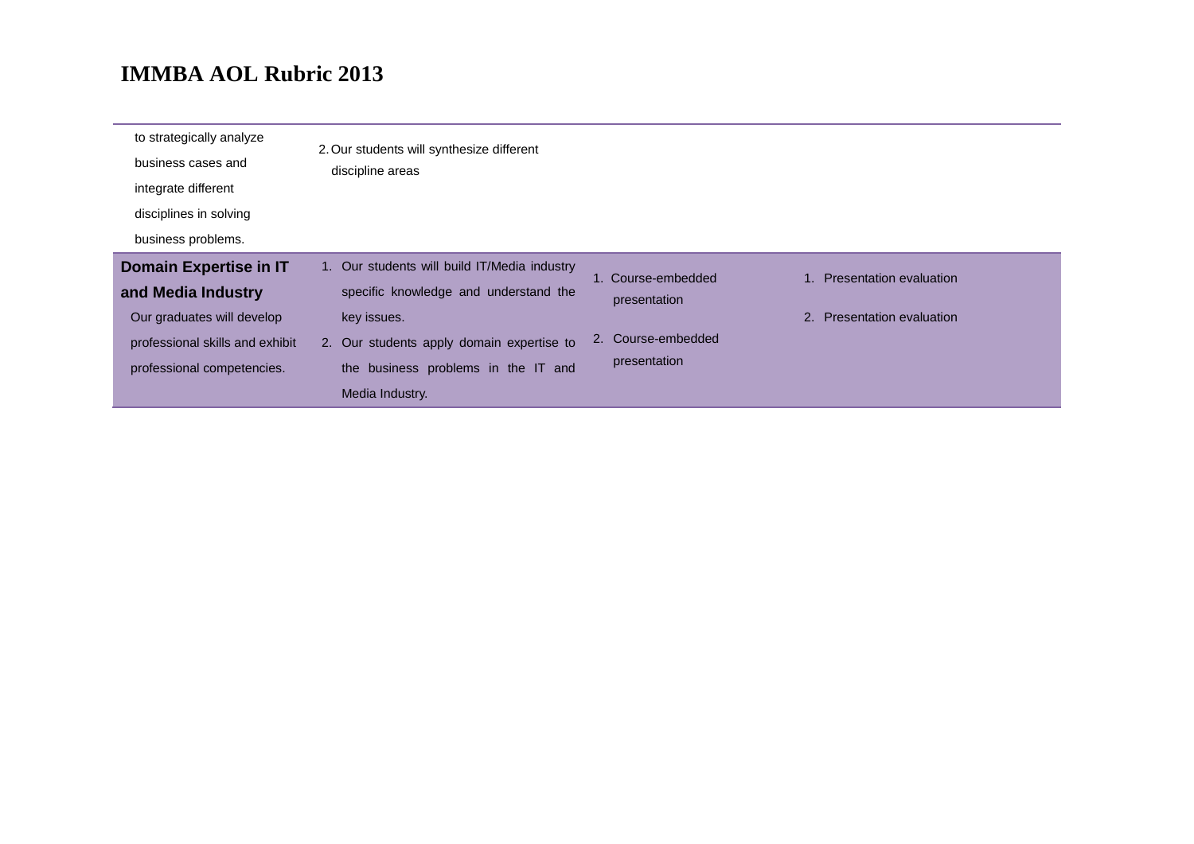# IMMBA AOL Rubric 2013

| | | | |
|---|---|---|---|
| to strategically analyze business cases and integrate different disciplines in solving business problems. | 2. Our students will synthesize different discipline areas | | |
| **Domain Expertise in IT and Media Industry** Our graduates will develop professional skills and exhibit professional competencies. | 1. Our students will build IT/Media industry specific knowledge and understand the key issues. 2. Our students apply domain expertise to the business problems in the IT and Media Industry. | 1. Course-embedded presentation 2. Course-embedded presentation | 1. Presentation evaluation 2. Presentation evaluation |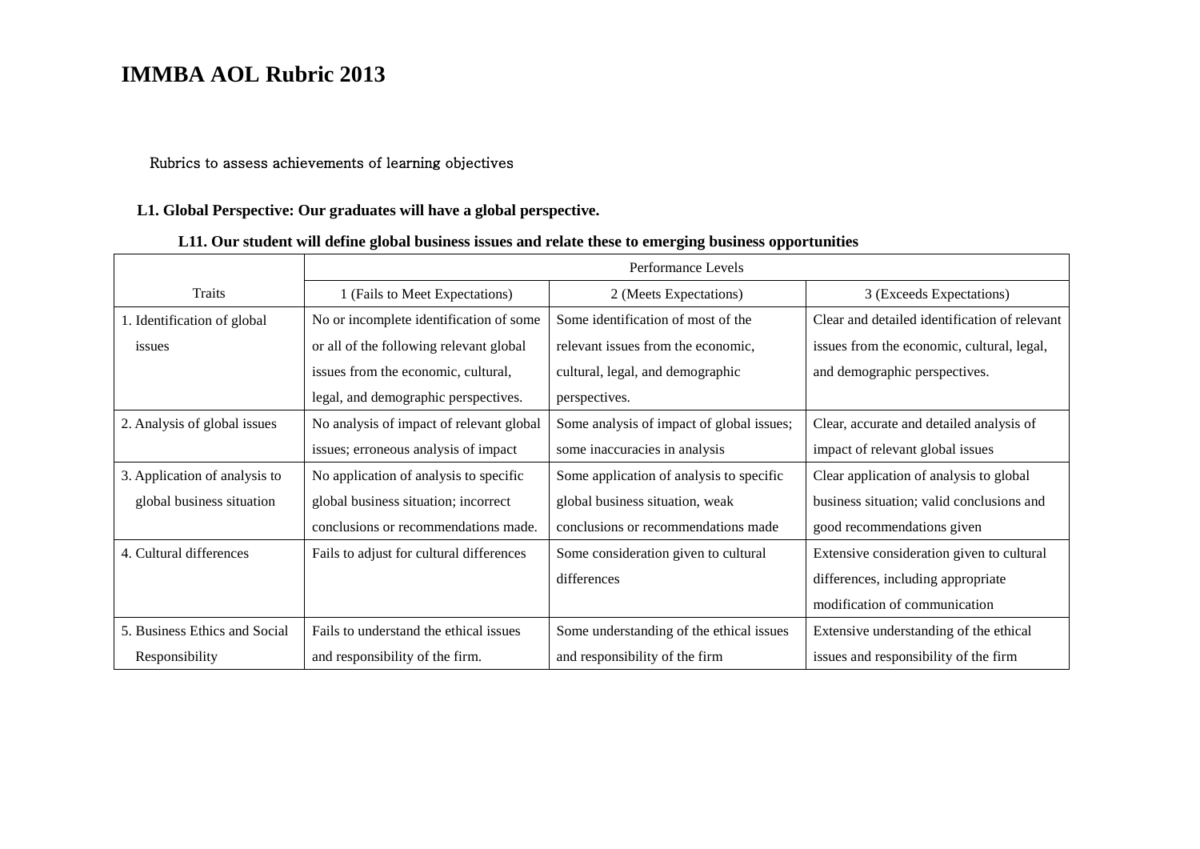# IMMBA AOL Rubric 2013

Rubrics to assess achievements of learning objectives

**L1. Global Perspective: Our graduates will have a global perspective.**

**L11. Our student will define global business issues and relate these to emerging business opportunities**

| Traits | Performance Levels | | |
|---|---|---|---|
| | 1 (Fails to Meet Expectations) | 2 (Meets Expectations) | 3 (Exceeds Expectations) |
| 1. Identification of global issues | No or incomplete identification of some or all of the following relevant global issues from the economic, cultural, legal, and demographic perspectives. | Some identification of most of the relevant issues from the economic, cultural, legal, and demographic perspectives. | Clear and detailed identification of relevant issues from the economic, cultural, legal, and demographic perspectives. |
| 2. Analysis of global issues | No analysis of impact of relevant global issues; erroneous analysis of impact | Some analysis of impact of global issues; some inaccuracies in analysis | Clear, accurate and detailed analysis of impact of relevant global issues |
| 3. Application of analysis to global business situation | No application of analysis to specific global business situation; incorrect conclusions or recommendations made. | Some application of analysis to specific global business situation, weak conclusions or recommendations made | Clear application of analysis to global business situation; valid conclusions and good recommendations given |
| 4. Cultural differences | Fails to adjust for cultural differences | Some consideration given to cultural differences | Extensive consideration given to cultural differences, including appropriate modification of communication |
| 5. Business Ethics and Social Responsibility | Fails to understand the ethical issues and responsibility of the firm. | Some understanding of the ethical issues and responsibility of the firm | Extensive understanding of the ethical issues and responsibility of the firm |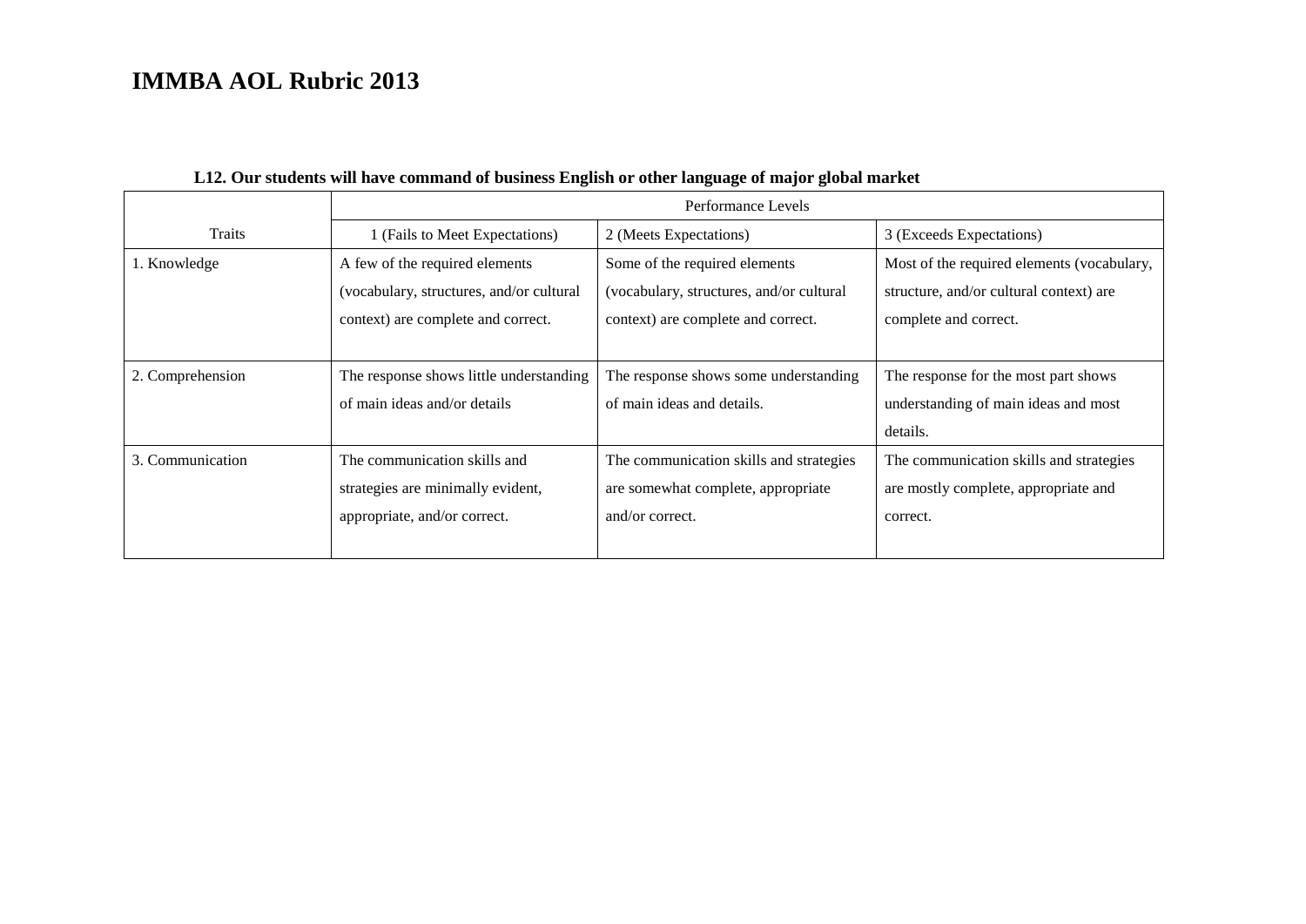# IMMBA AOL Rubric 2013

**L12. Our students will have command of business English or other language of major global market**

| | Performance Levels | | |
|---|---|---|---|
| Traits | 1 (Fails to Meet Expectations) | 2 (Meets Expectations) | 3 (Exceeds Expectations) |
| 1. Knowledge | A few of the required elements (vocabulary, structures, and/or cultural context) are complete and correct. | Some of the required elements (vocabulary, structures, and/or cultural context) are complete and correct. | Most of the required elements (vocabulary, structure, and/or cultural context) are complete and correct. |
| 2. Comprehension | The response shows little understanding of main ideas and/or details | The response shows some understanding of main ideas and details. | The response for the most part shows understanding of main ideas and most details. |
| 3. Communication | The communication skills and strategies are minimally evident, appropriate, and/or correct. | The communication skills and strategies are somewhat complete, appropriate and/or correct. | The communication skills and strategies are mostly complete, appropriate and correct. |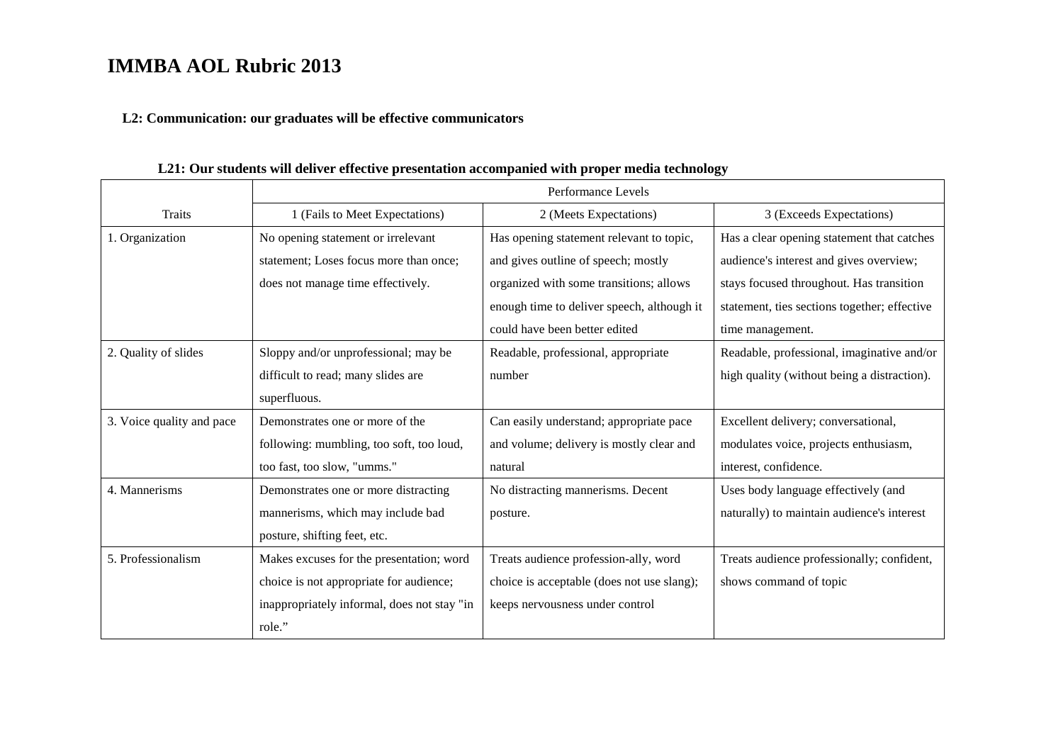# IMMBA AOL Rubric 2013

**L2: Communication: our graduates will be effective communicators**

**L21: Our students will deliver effective presentation accompanied with proper media technology**

| | Performance Levels | | |
|---|---|---|---|
| Traits | 1 (Fails to Meet Expectations) | 2 (Meets Expectations) | 3 (Exceeds Expectations) |
| 1. Organization | No opening statement or irrelevant statement; Loses focus more than once; does not manage time effectively. | Has opening statement relevant to topic, and gives outline of speech; mostly organized with some transitions; allows enough time to deliver speech, although it could have been better edited | Has a clear opening statement that catches audience's interest and gives overview; stays focused throughout. Has transition statement, ties sections together; effective time management. |
| 2. Quality of slides | Sloppy and/or unprofessional; may be difficult to read; many slides are superfluous. | Readable, professional, appropriate number | Readable, professional, imaginative and/or high quality (without being a distraction). |
| 3. Voice quality and pace | Demonstrates one or more of the following: mumbling, too soft, too loud, too fast, too slow, "umms." | Can easily understand; appropriate pace and volume; delivery is mostly clear and natural | Excellent delivery; conversational, modulates voice, projects enthusiasm, interest, confidence. |
| 4. Mannerisms | Demonstrates one or more distracting mannerisms, which may include bad posture, shifting feet, etc. | No distracting mannerisms. Decent posture. | Uses body language effectively (and naturally) to maintain audience's interest |
| 5. Professionalism | Makes excuses for the presentation; word choice is not appropriate for audience; inappropriately informal, does not stay "in role." | Treats audience profession-ally, word choice is acceptable (does not use slang); keeps nervousness under control | Treats audience professionally; confident, shows command of topic |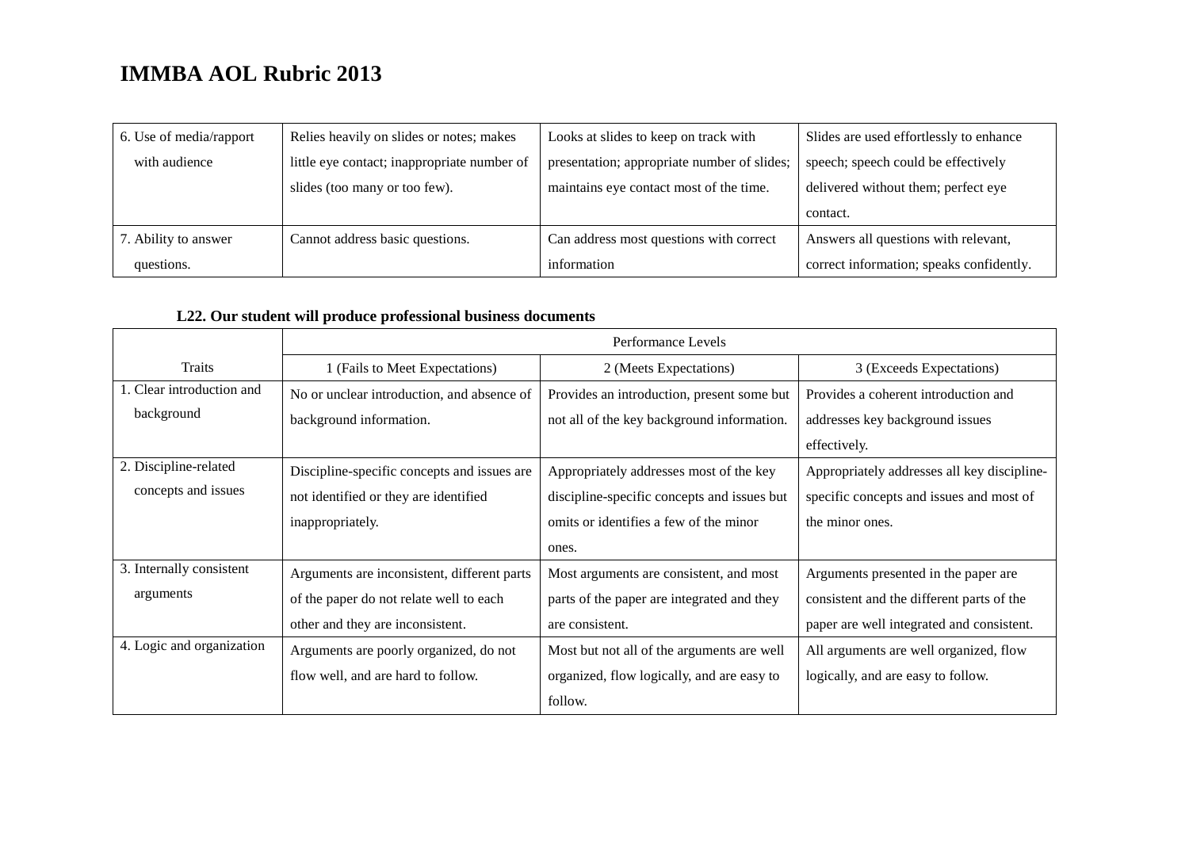# IMMBA AOL Rubric 2013

| | | | |
|---|---|---|---|
| 6. Use of media/rapport with audience | Relies heavily on slides or notes; makes little eye contact; inappropriate number of slides (too many or too few). | Looks at slides to keep on track with presentation; appropriate number of slides; maintains eye contact most of the time. | Slides are used effortlessly to enhance speech; speech could be effectively delivered without them; perfect eye contact. |
| 7. Ability to answer questions. | Cannot address basic questions. | Can address most questions with correct information | Answers all questions with relevant, correct information; speaks confidently. |

**L22. Our student will produce professional business documents**

| | Performance Levels | | |
|---|---|---|---|
| Traits | 1 (Fails to Meet Expectations) | 2 (Meets Expectations) | 3 (Exceeds Expectations) |
| 1. Clear introduction and background | No or unclear introduction, and absence of background information. | Provides an introduction, present some but not all of the key background information. | Provides a coherent introduction and addresses key background issues effectively. |
| 2. Discipline-related concepts and issues | Discipline-specific concepts and issues are not identified or they are identified inappropriately. | Appropriately addresses most of the key discipline-specific concepts and issues but omits or identifies a few of the minor ones. | Appropriately addresses all key discipline-specific concepts and issues and most of the minor ones. |
| 3. Internally consistent arguments | Arguments are inconsistent, different parts of the paper do not relate well to each other and they are inconsistent. | Most arguments are consistent, and most parts of the paper are integrated and they are consistent. | Arguments presented in the paper are consistent and the different parts of the paper are well integrated and consistent. |
| 4. Logic and organization | Arguments are poorly organized, do not flow well, and are hard to follow. | Most but not all of the arguments are well organized, flow logically, and are easy to follow. | All arguments are well organized, flow logically, and are easy to follow. |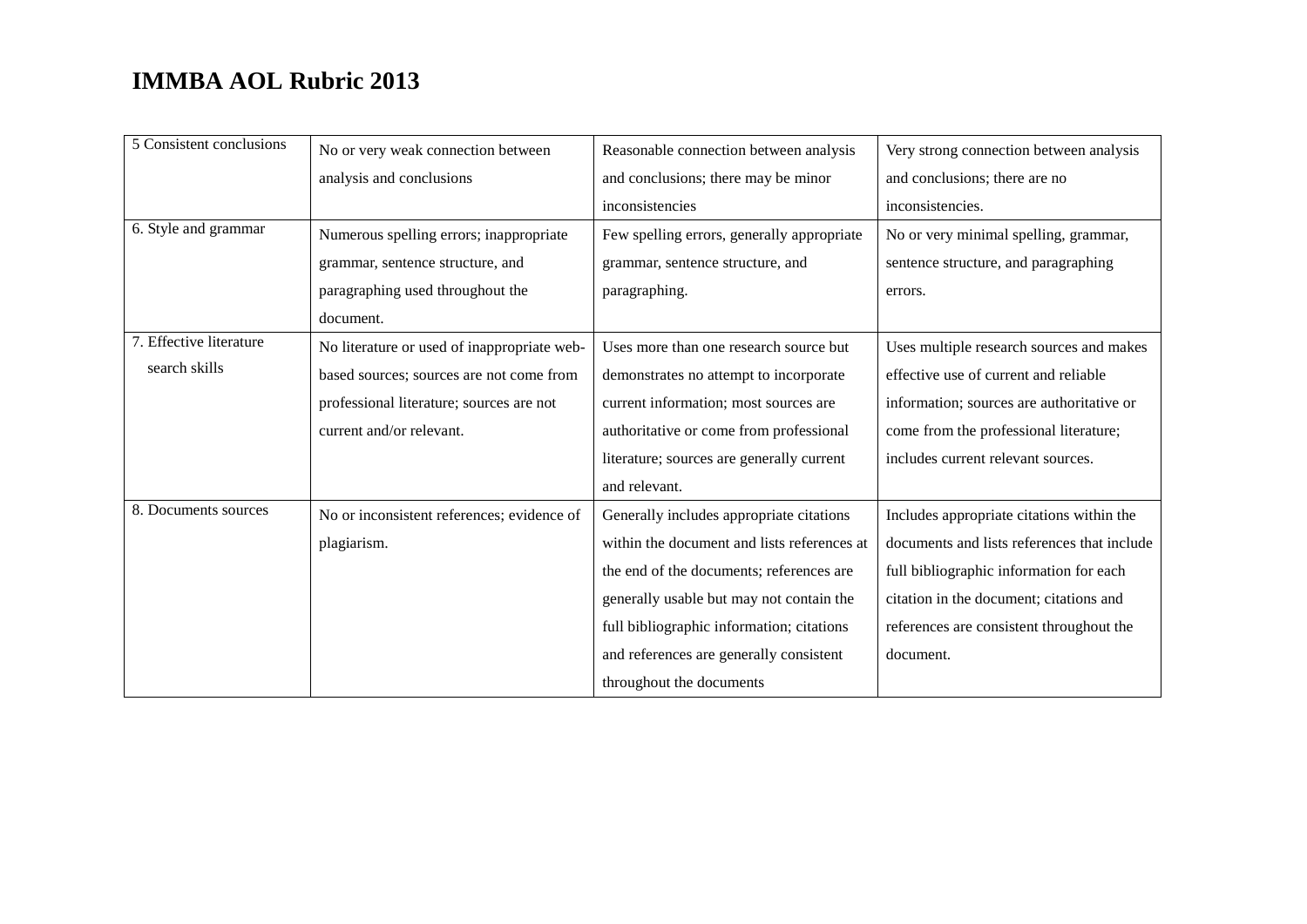# IMMBA AOL Rubric 2013

| | | | |
|---|---|---|---|
| 5 Consistent conclusions | No or very weak connection between analysis and conclusions | Reasonable connection between analysis and conclusions; there may be minor inconsistencies | Very strong connection between analysis and conclusions; there are no inconsistencies. |
| 6. Style and grammar | Numerous spelling errors; inappropriate grammar, sentence structure, and paragraphing used throughout the document. | Few spelling errors, generally appropriate grammar, sentence structure, and paragraphing. | No or very minimal spelling, grammar, sentence structure, and paragraphing errors. |
| 7. Effective literature search skills | No literature or used of inappropriate web-based sources; sources are not come from professional literature; sources are not current and/or relevant. | Uses more than one research source but demonstrates no attempt to incorporate current information; most sources are authoritative or come from professional literature; sources are generally current and relevant. | Uses multiple research sources and makes effective use of current and reliable information; sources are authoritative or come from the professional literature; includes current relevant sources. |
| 8. Documents sources | No or inconsistent references; evidence of plagiarism. | Generally includes appropriate citations within the document and lists references at the end of the documents; references are generally usable but may not contain the full bibliographic information; citations and references are generally consistent throughout the documents | Includes appropriate citations within the documents and lists references that include full bibliographic information for each citation in the document; citations and references are consistent throughout the document. |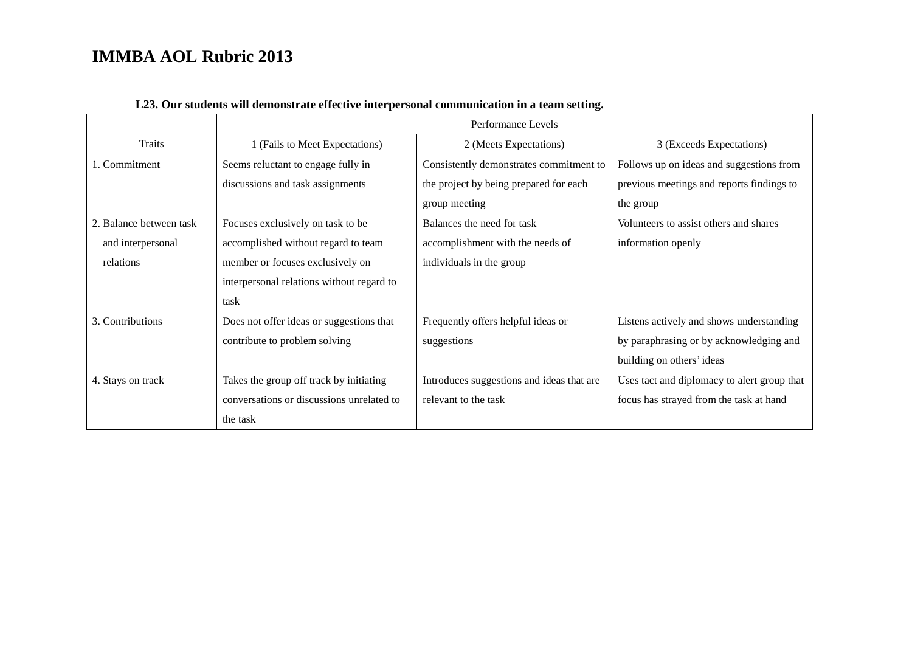# IMMBA AOL Rubric 2013

**L23. Our students will demonstrate effective interpersonal communication in a team setting.**

| | Performance Levels | | |
|---|---|---|---|
| Traits | 1 (Fails to Meet Expectations) | 2 (Meets Expectations) | 3 (Exceeds Expectations) |
| 1. Commitment | Seems reluctant to engage fully in discussions and task assignments | Consistently demonstrates commitment to the project by being prepared for each group meeting | Follows up on ideas and suggestions from previous meetings and reports findings to the group |
| 2. Balance between task and interpersonal relations | Focuses exclusively on task to be accomplished without regard to team member or focuses exclusively on interpersonal relations without regard to task | Balances the need for task accomplishment with the needs of individuals in the group | Volunteers to assist others and shares information openly |
| 3. Contributions | Does not offer ideas or suggestions that contribute to problem solving | Frequently offers helpful ideas or suggestions | Listens actively and shows understanding by paraphrasing or by acknowledging and building on others' ideas |
| 4. Stays on track | Takes the group off track by initiating conversations or discussions unrelated to the task | Introduces suggestions and ideas that are relevant to the task | Uses tact and diplomacy to alert group that focus has strayed from the task at hand |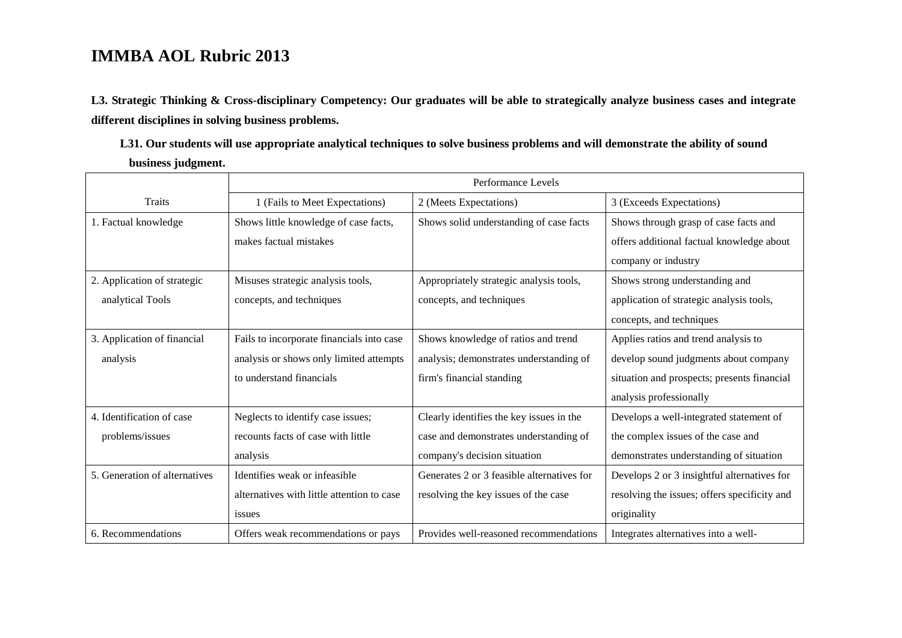# IMMBA AOL Rubric 2013

**L3. Strategic Thinking & Cross-disciplinary Competency: Our graduates will be able to strategically analyze business cases and integrate different disciplines in solving business problems.**

**L31. Our students will use appropriate analytical techniques to solve business problems and will demonstrate the ability of sound business judgment.**

| | Performance Levels | | |
|---|---|---|---|
| Traits | 1 (Fails to Meet Expectations) | 2 (Meets Expectations) | 3 (Exceeds Expectations) |
| 1. Factual knowledge | Shows little knowledge of case facts, makes factual mistakes | Shows solid understanding of case facts | Shows through grasp of case facts and offers additional factual knowledge about company or industry |
| 2. Application of strategic analytical Tools | Misuses strategic analysis tools, concepts, and techniques | Appropriately strategic analysis tools, concepts, and techniques | Shows strong understanding and application of strategic analysis tools, concepts, and techniques |
| 3. Application of financial analysis | Fails to incorporate financials into case analysis or shows only limited attempts to understand financials | Shows knowledge of ratios and trend analysis; demonstrates understanding of firm's financial standing | Applies ratios and trend analysis to develop sound judgments about company situation and prospects; presents financial analysis professionally |
| 4. Identification of case problems/issues | Neglects to identify case issues; recounts facts of case with little analysis | Clearly identifies the key issues in the case and demonstrates understanding of company's decision situation | Develops a well-integrated statement of the complex issues of the case and demonstrates understanding of situation |
| 5. Generation of alternatives | Identifies weak or infeasible alternatives with little attention to case issues | Generates 2 or 3 feasible alternatives for resolving the key issues of the case | Develops 2 or 3 insightful alternatives for resolving the issues; offers specificity and originality |
| 6. Recommendations | Offers weak recommendations or pays | Provides well-reasoned recommendations | Integrates alternatives into a well- |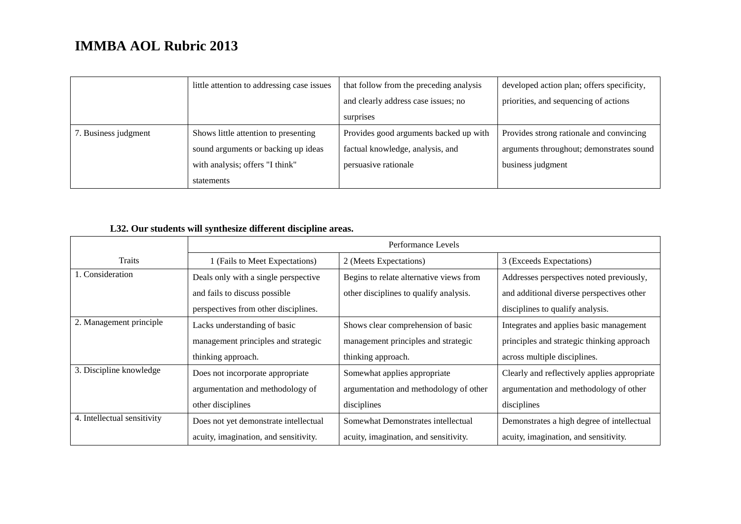# IMMBA AOL Rubric 2013

| | | | |
|---|---|---|---|
| | little attention to addressing case issues | that follow from the preceding analysis and clearly address case issues; no surprises | developed action plan; offers specificity, priorities, and sequencing of actions |
| 7. Business judgment | Shows little attention to presenting sound arguments or backing up ideas with analysis; offers "I think" statements | Provides good arguments backed up with factual knowledge, analysis, and persuasive rationale | Provides strong rationale and convincing arguments throughout; demonstrates sound business judgment |

**L32. Our students will synthesize different discipline areas.**

| Traits | Performance Levels | | |
|---|---|---|---|
| | 1 (Fails to Meet Expectations) | 2 (Meets Expectations) | 3 (Exceeds Expectations) |
| 1. Consideration | Deals only with a single perspective and fails to discuss possible perspectives from other disciplines. | Begins to relate alternative views from other disciplines to qualify analysis. | Addresses perspectives noted previously, and additional diverse perspectives other disciplines to qualify analysis. |
| 2. Management principle | Lacks understanding of basic management principles and strategic thinking approach. | Shows clear comprehension of basic management principles and strategic thinking approach. | Integrates and applies basic management principles and strategic thinking approach across multiple disciplines. |
| 3. Discipline knowledge | Does not incorporate appropriate argumentation and methodology of other disciplines | Somewhat applies appropriate argumentation and methodology of other disciplines | Clearly and reflectively applies appropriate argumentation and methodology of other disciplines |
| 4. Intellectual sensitivity | Does not yet demonstrate intellectual acuity, imagination, and sensitivity. | Somewhat Demonstrates intellectual acuity, imagination, and sensitivity. | Demonstrates a high degree of intellectual acuity, imagination, and sensitivity. |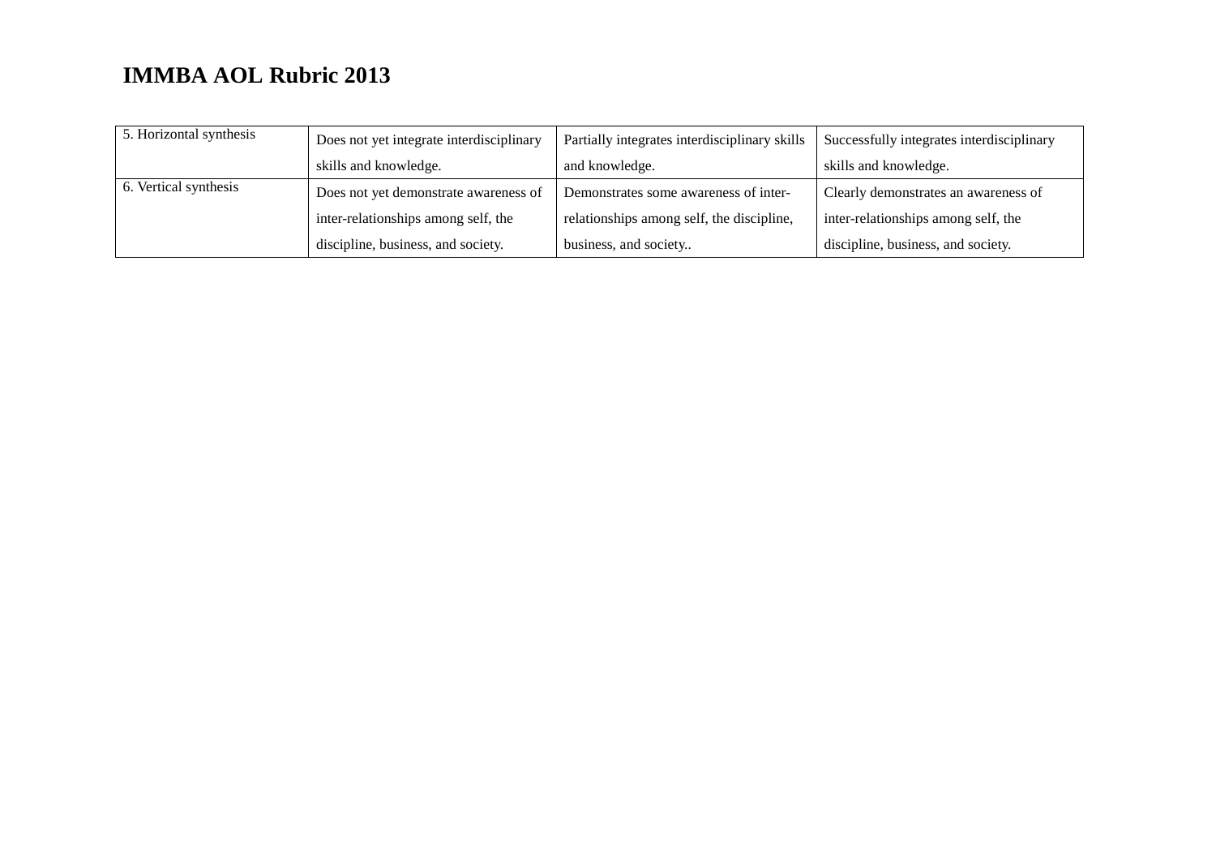# IMMBA AOL Rubric 2013

| | | | |
|---|---|---|---|
| 5. Horizontal synthesis | Does not yet integrate interdisciplinary skills and knowledge. | Partially integrates interdisciplinary skills and knowledge. | Successfully integrates interdisciplinary skills and knowledge. |
| 6. Vertical synthesis | Does not yet demonstrate awareness of inter-relationships among self, the discipline, business, and society. | Demonstrates some awareness of inter-relationships among self, the discipline, business, and society.. | Clearly demonstrates an awareness of inter-relationships among self, the discipline, business, and society. |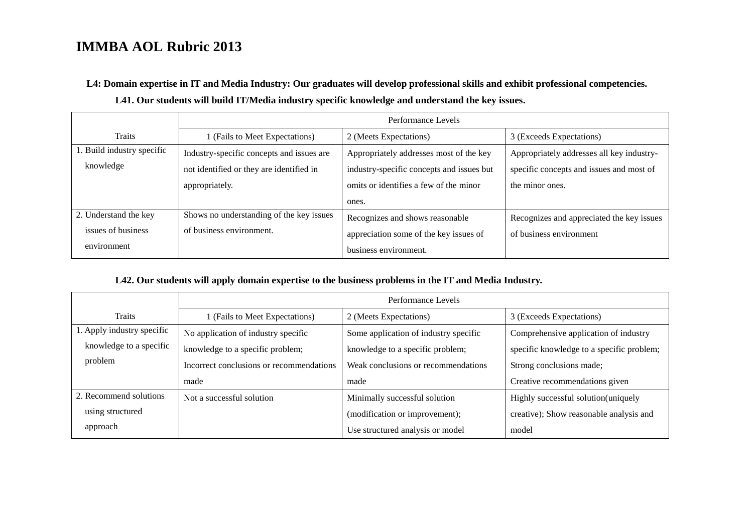# IMMBA AOL Rubric 2013

**L4: Domain expertise in IT and Media Industry: Our graduates will develop professional skills and exhibit professional competencies.**

**L41. Our students will build IT/Media industry specific knowledge and understand the key issues.**

| | Performance Levels | | |
|---|---|---|---|
| Traits | 1 (Fails to Meet Expectations) | 2 (Meets Expectations) | 3 (Exceeds Expectations) |
| 1. Build industry specific knowledge | Industry-specific concepts and issues are not identified or they are identified in appropriately. | Appropriately addresses most of the key industry-specific concepts and issues but omits or identifies a few of the minor ones. | Appropriately addresses all key industry-specific concepts and issues and most of the minor ones. |
| 2. Understand the key issues of business environment | Shows no understanding of the key issues of business environment. | Recognizes and shows reasonable appreciation some of the key issues of business environment. | Recognizes and appreciated the key issues of business environment |

**L42. Our students will apply domain expertise to the business problems in the IT and Media Industry.**

| | Performance Levels | | |
|---|---|---|---|
| Traits | 1 (Fails to Meet Expectations) | 2 (Meets Expectations) | 3 (Exceeds Expectations) |
| 1. Apply industry specific knowledge to a specific problem | No application of industry specific knowledge to a specific problem; Incorrect conclusions or recommendations made | Some application of industry specific knowledge to a specific problem; Weak conclusions or recommendations made | Comprehensive application of industry specific knowledge to a specific problem; Strong conclusions made; Creative recommendations given |
| 2. Recommend solutions using structured approach | Not a successful solution | Minimally successful solution (modification or improvement); Use structured analysis or model | Highly successful solution(uniquely creative); Show reasonable analysis and model |